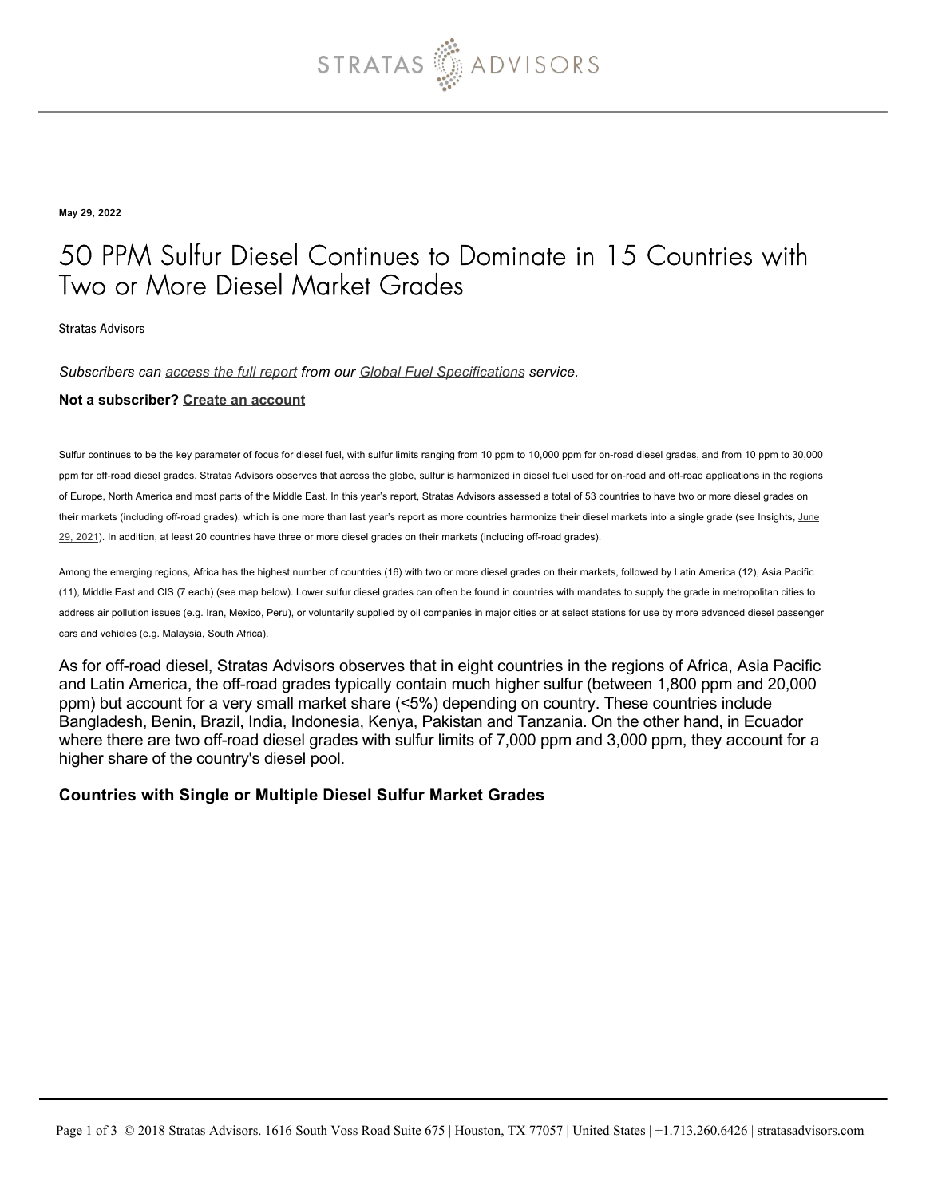May 29, 2022

# 50 PPM Sulfur Diesel Continues to Dominate in 15 Countries with Two or More Diesel Market Grades

Stratas Advisors

*Subscribers can access the full report from our Global Fuel Specifications service.*

**Not a subscriber? Create an account**

Sulfur continues to be the key parameter of focus for diesel fuel, with sulfur limits ranging from 10 ppm to 10,000 ppm for on-road diesel grades, and from 10 ppm to 30,000 ppm for off-road diesel grades. Stratas Advisors observes that across the globe, sulfur is harmonized in diesel fuel used for on-road and off-road applications in the regions of Europe, North America and most parts of the Middle East. In this year's report, Stratas Advisors assessed a total of 53 countries to have two or more diesel grades on their markets (including off-road grades), which is one more than last year's report as more countries harmonize their diesel markets into a single grade (see Insights, June 29, 2021). In addition, at least 20 countries have three or more diesel grades on their markets (including off-road grades).

Among the emerging regions, Africa has the highest number of countries (16) with two or more diesel grades on their markets, followed by Latin America (12), Asia Pacific (11), Middle East and CIS (7 each) (see map below). Lower sulfur diesel grades can often be found in countries with mandates to supply the grade in metropolitan cities to address air pollution issues (e.g. Iran, Mexico, Peru), or voluntarily supplied by oil companies in major cities or at select stations for use by more advanced diesel passenger cars and vehicles (e.g. Malaysia, South Africa).

As for off-road diesel, Stratas Advisors observes that in eight countries in the regions of Africa, Asia Pacific and Latin America, the off-road grades typically contain much higher sulfur (between 1,800 ppm and 20,000 ppm) but account for a very small market share (<5%) depending on country. These countries include Bangladesh, Benin, Brazil, India, Indonesia, Kenya, Pakistan and Tanzania. On the other hand, in Ecuador where there are two off-road diesel grades with sulfur limits of 7,000 ppm and 3,000 ppm, they account for a higher share of the country's diesel pool.

### Countries with Single or Multiple Diesel Sulfur Market Grades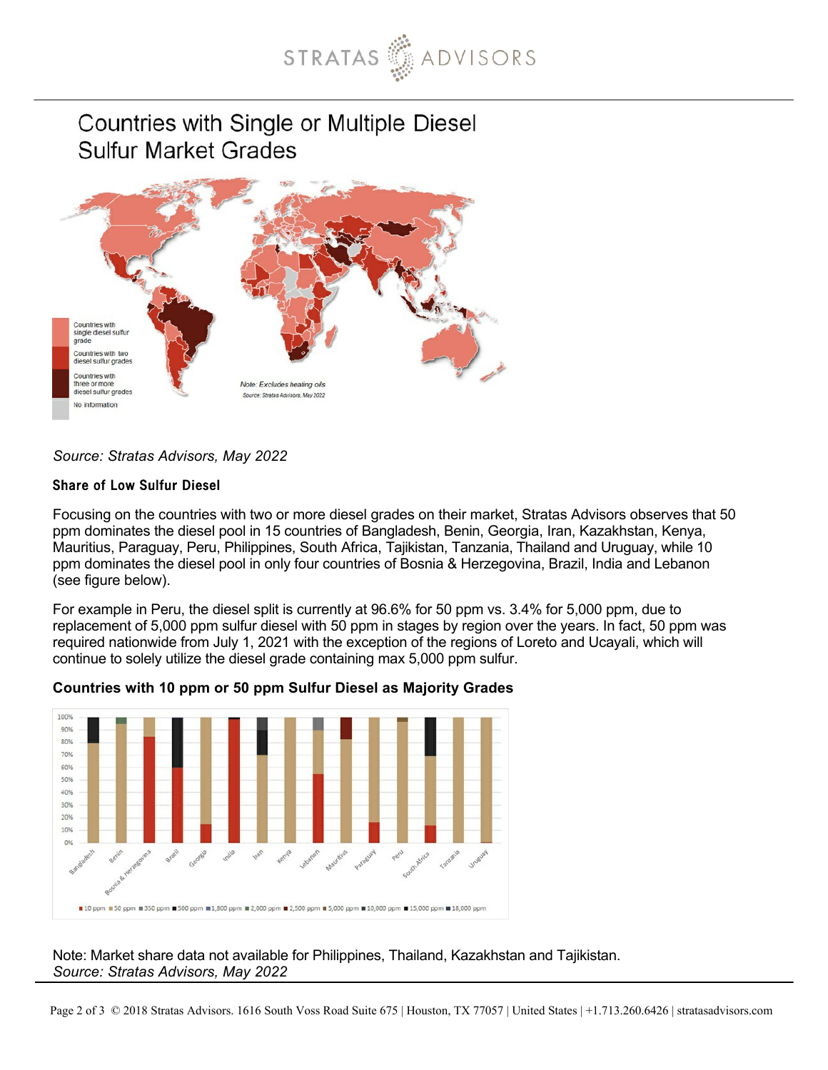## Countries with Single or Multiple Diesel Sulfur Market Grades

*Source: Stratas Advisors, May 2022*

**Share of Low Sulfur Diesel**

Focusing on the countries with two or more diesel grades on their market, Stratas Advisors observes that 50 ppm dominates the diesel pool in 15 countries of Bangladesh, Benin, Georgia, Iran, Kazakhstan, Kenya, Mauritius, Paraguay, Peru, Philippines, South Africa, Tajikistan, Tanzania, Thailand and Uruguay, while 10 ppm dominates the diesel pool in only four countries of Bosnia & Herzegovina, Brazil, India and Lebanon (see figure below).

For example in Peru, the diesel split is currently at 96.6% for 50 ppm vs. 3.4% for 5,000 ppm, due to replacement of 5,000 ppm sulfur diesel with 50 ppm in stages by region over the years. In fact, 50 ppm was required nationwide from July 1, 2021 with the exception of the regions of Loreto and Ucayali, which will continue to solely utilize the diesel grade containing max 5,000 ppm sulfur.

**Countries with 10 ppm or 50 ppm Sulfur Diesel as Majority Grades**

Note: Market share data not available for Philippines, Thailand, Kazakhstan and Tajikistan.
*Source: Stratas Advisors, May 2022*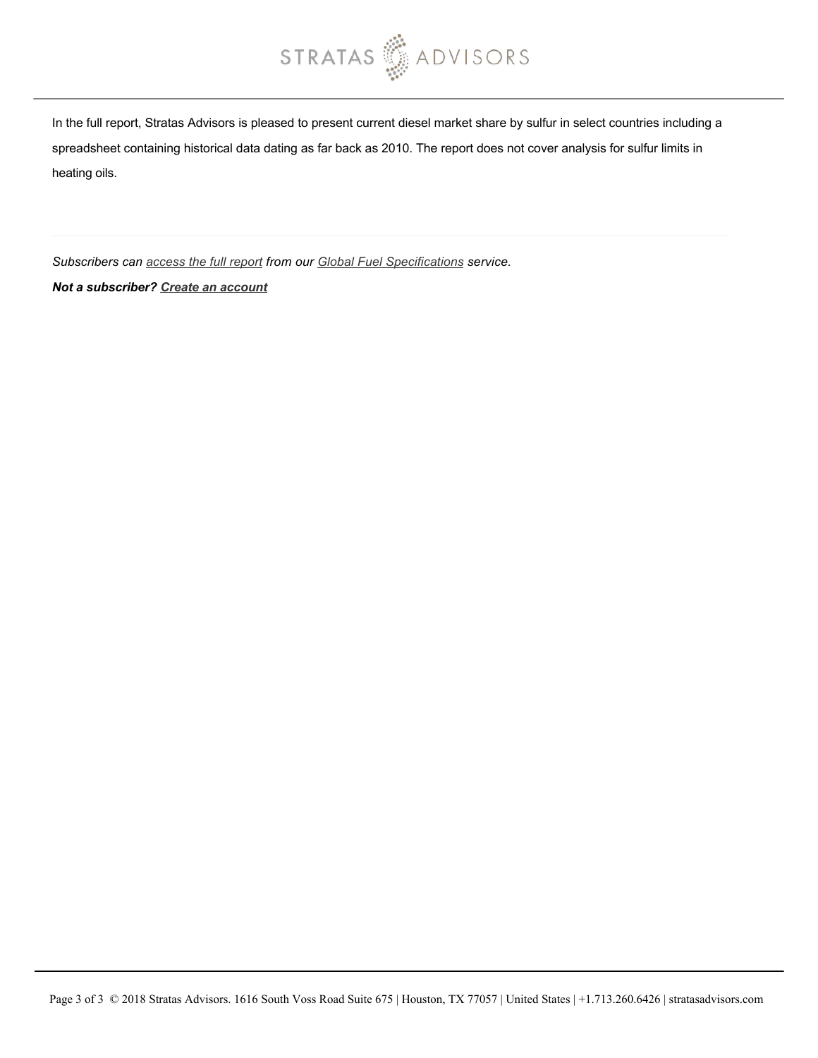In the full report, Stratas Advisors is pleased to present current diesel market share by sulfur in select countries including a spreadsheet containing historical data dating as far back as 2010. The report does not cover analysis for sulfur limits in heating oils.

---

*Subscribers can access the full report from our Global Fuel Specifications service.*

***Not a subscriber? Create an account***